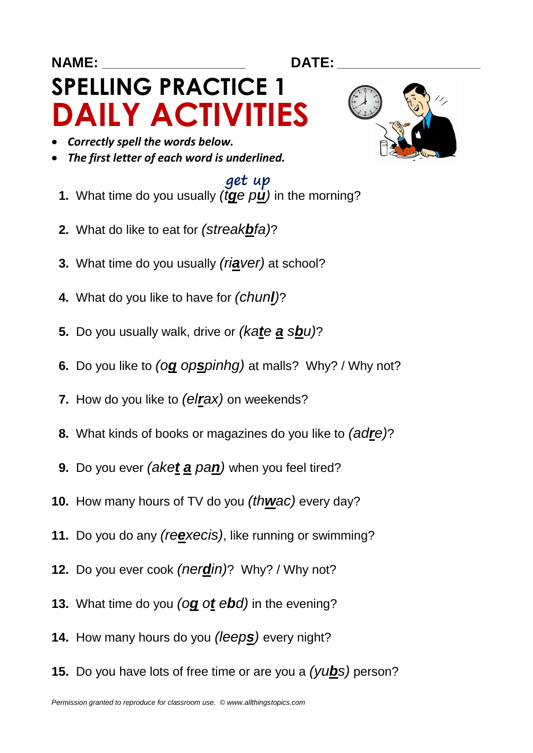NAME: ___________________ DATE: ___________________

# SPELLING PRACTICE 1
# DAILY ACTIVITIES

- *Correctly spell the words below.*
- *The first letter of each word is underlined.*

1. What time do you usually *(tge pu)* in the morning? get up
2. What do like to eat for *(streakbfa)*?
3. What time do you usually *(riaver)* at school?
4. What do you like to have for *(chunl)*?
5. Do you usually walk, drive or *(kate a sbu)*?
6. Do you like to *(og opspinhg)* at malls? Why? / Why not?
7. How do you like to *(elrax)* on weekends?
8. What kinds of books or magazines do you like to *(adre)*?
9. Do you ever *(aket a pan)* when you feel tired?
10. How many hours of TV do you *(thwac)* every day?
11. Do you do any *(reexecis)*, like running or swimming?
12. Do you ever cook *(nerdin)*? Why? / Why not?
13. What time do you *(og ot ebd)* in the evening?
14. How many hours do you *(leeps)* every night?
15. Do you have lots of free time or are you a *(yubs)* person?

*Permission granted to reproduce for classroom use. © www.allthingstopics.com*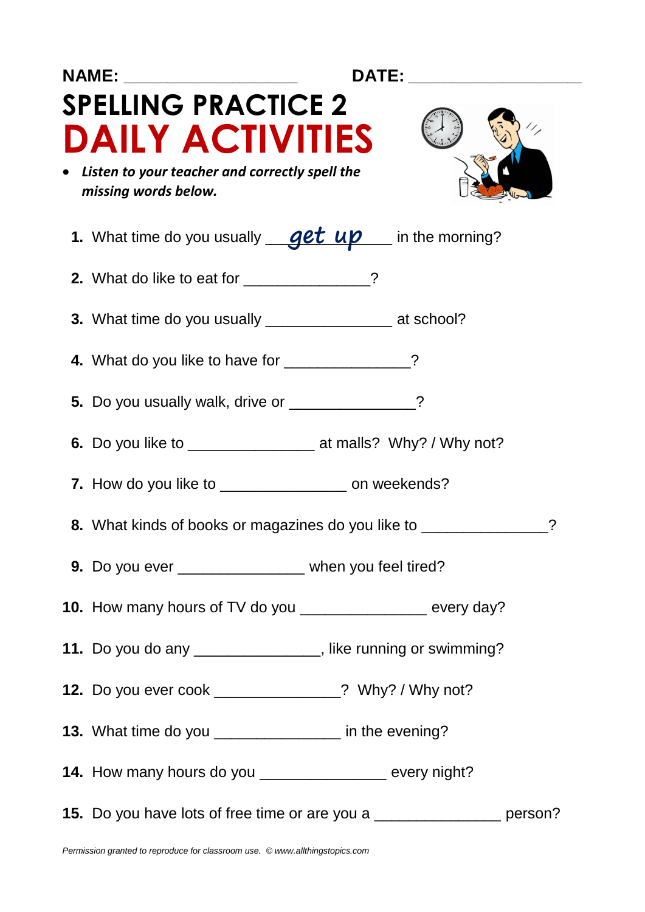**NAME:** ____________________ **DATE:** ____________________

# SPELLING PRACTICE 2

# DAILY ACTIVITIES

- ***Listen to your teacher and correctly spell the missing words below.***

1. What time do you usually ___get up___ in the morning?
2. What do like to eat for _______________?
3. What time do you usually _______________ at school?
4. What do you like to have for _______________?
5. Do you usually walk, drive or _______________?
6. Do you like to _______________ at malls? Why? / Why not?
7. How do you like to _______________ on weekends?
8. What kinds of books or magazines do you like to _______________?
9. Do you ever _______________ when you feel tired?
10. How many hours of TV do you _______________ every day?
11. Do you do any _______________, like running or swimming?
12. Do you ever cook _______________? Why? / Why not?
13. What time do you _______________ in the evening?
14. How many hours do you _______________ every night?
15. Do you have lots of free time or are you a _______________ person?

*Permission granted to reproduce for classroom use. © www.allthingstopics.com*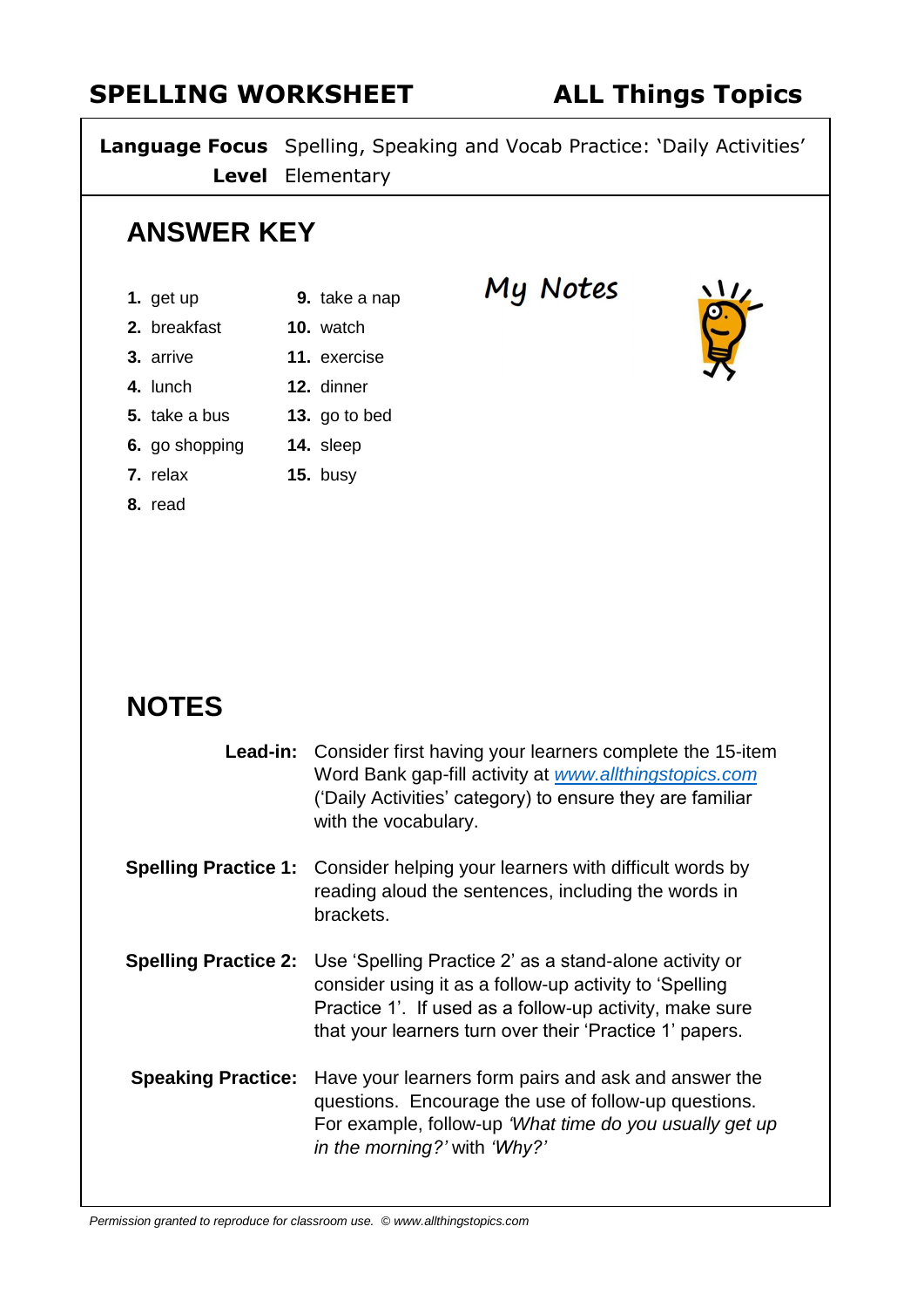# SPELLING WORKSHEET — ALL Things Topics

**Language Focus** Spelling, Speaking and Vocab Practice: 'Daily Activities'
**Level** Elementary

## ANSWER KEY

1. get up
2. breakfast
3. arrive
4. lunch
5. take a bus
6. go shopping
7. relax
8. read
9. take a nap
10. watch
11. exercise
12. dinner
13. go to bed
14. sleep
15. busy

*My Notes*

## NOTES

**Lead-in:** Consider first having your learners complete the 15-item Word Bank gap-fill activity at www.allthingstopics.com ('Daily Activities' category) to ensure they are familiar with the vocabulary.

**Spelling Practice 1:** Consider helping your learners with difficult words by reading aloud the sentences, including the words in brackets.

**Spelling Practice 2:** Use 'Spelling Practice 2' as a stand-alone activity or consider using it as a follow-up activity to 'Spelling Practice 1'. If used as a follow-up activity, make sure that your learners turn over their 'Practice 1' papers.

**Speaking Practice:** Have your learners form pairs and ask and answer the questions. Encourage the use of follow-up questions. For example, follow-up *'What time do you usually get up in the morning?'* with *'Why?'*

*Permission granted to reproduce for classroom use. © www.allthingstopics.com*